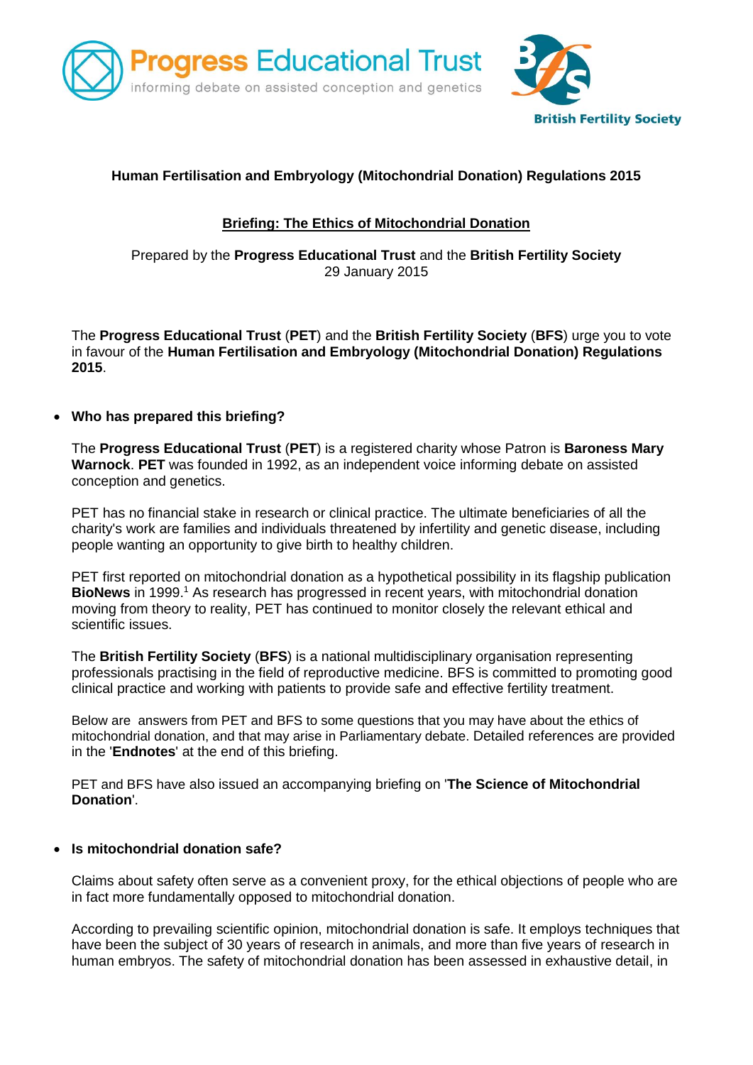Progress Educational Trust
informing debate on assisted conception and genetics

British Fertility Society

**Human Fertilisation and Embryology (Mitochondrial Donation) Regulations 2015**

## Briefing: The Ethics of Mitochondrial Donation

Prepared by the **Progress Educational Trust** and the **British Fertility Society**
29 January 2015

The **Progress Educational Trust** (**PET**) and the **British Fertility Society** (**BFS**) urge you to vote in favour of the **Human Fertilisation and Embryology (Mitochondrial Donation) Regulations 2015**.

- **Who has prepared this briefing?**

The **Progress Educational Trust** (**PET**) is a registered charity whose Patron is **Baroness Mary Warnock**. **PET** was founded in 1992, as an independent voice informing debate on assisted conception and genetics.

PET has no financial stake in research or clinical practice. The ultimate beneficiaries of all the charity's work are families and individuals threatened by infertility and genetic disease, including people wanting an opportunity to give birth to healthy children.

PET first reported on mitochondrial donation as a hypothetical possibility in its flagship publication **BioNews** in 1999.[1] As research has progressed in recent years, with mitochondrial donation moving from theory to reality, PET has continued to monitor closely the relevant ethical and scientific issues.

The **British Fertility Society** (**BFS**) is a national multidisciplinary organisation representing professionals practising in the field of reproductive medicine. BFS is committed to promoting good clinical practice and working with patients to provide safe and effective fertility treatment.

Below are answers from PET and BFS to some questions that you may have about the ethics of mitochondrial donation, and that may arise in Parliamentary debate. Detailed references are provided in the '**Endnotes**' at the end of this briefing.

PET and BFS have also issued an accompanying briefing on '**The Science of Mitochondrial Donation**'.

- **Is mitochondrial donation safe?**

Claims about safety often serve as a convenient proxy, for the ethical objections of people who are in fact more fundamentally opposed to mitochondrial donation.

According to prevailing scientific opinion, mitochondrial donation is safe. It employs techniques that have been the subject of 30 years of research in animals, and more than five years of research in human embryos. The safety of mitochondrial donation has been assessed in exhaustive detail, in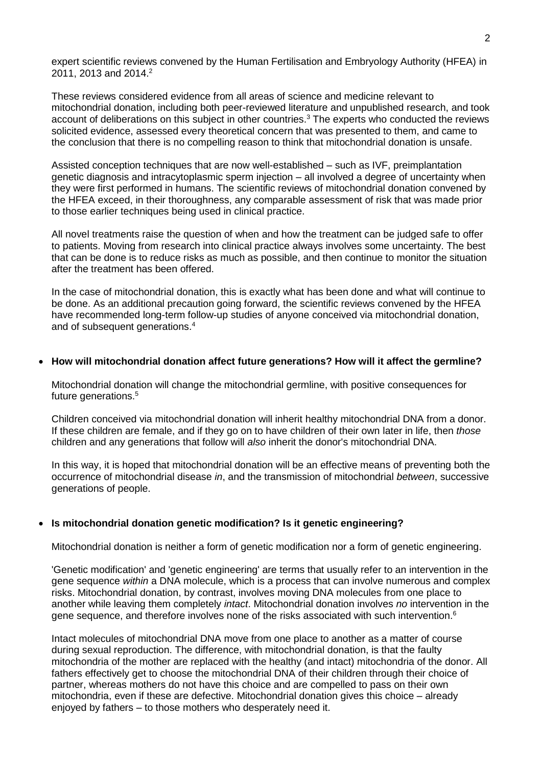expert scientific reviews convened by the Human Fertilisation and Embryology Authority (HFEA) in 2011, 2013 and 2014.[2]

These reviews considered evidence from all areas of science and medicine relevant to mitochondrial donation, including both peer-reviewed literature and unpublished research, and took account of deliberations on this subject in other countries.[3] The experts who conducted the reviews solicited evidence, assessed every theoretical concern that was presented to them, and came to the conclusion that there is no compelling reason to think that mitochondrial donation is unsafe.

Assisted conception techniques that are now well-established – such as IVF, preimplantation genetic diagnosis and intracytoplasmic sperm injection – all involved a degree of uncertainty when they were first performed in humans. The scientific reviews of mitochondrial donation convened by the HFEA exceed, in their thoroughness, any comparable assessment of risk that was made prior to those earlier techniques being used in clinical practice.

All novel treatments raise the question of when and how the treatment can be judged safe to offer to patients. Moving from research into clinical practice always involves some uncertainty. The best that can be done is to reduce risks as much as possible, and then continue to monitor the situation after the treatment has been offered.

In the case of mitochondrial donation, this is exactly what has been done and what will continue to be done. As an additional precaution going forward, the scientific reviews convened by the HFEA have recommended long-term follow-up studies of anyone conceived via mitochondrial donation, and of subsequent generations.[4]

- **How will mitochondrial donation affect future generations? How will it affect the germline?**

  Mitochondrial donation will change the mitochondrial germline, with positive consequences for future generations.[5]

  Children conceived via mitochondrial donation will inherit healthy mitochondrial DNA from a donor. If these children are female, and if they go on to have children of their own later in life, then *those* children and any generations that follow will *also* inherit the donor's mitochondrial DNA.

  In this way, it is hoped that mitochondrial donation will be an effective means of preventing both the occurrence of mitochondrial disease *in*, and the transmission of mitochondrial *between*, successive generations of people.

- **Is mitochondrial donation genetic modification? Is it genetic engineering?**

  Mitochondrial donation is neither a form of genetic modification nor a form of genetic engineering.

  'Genetic modification' and 'genetic engineering' are terms that usually refer to an intervention in the gene sequence *within* a DNA molecule, which is a process that can involve numerous and complex risks. Mitochondrial donation, by contrast, involves moving DNA molecules from one place to another while leaving them completely *intact*. Mitochondrial donation involves *no* intervention in the gene sequence, and therefore involves none of the risks associated with such intervention.[6]

  Intact molecules of mitochondrial DNA move from one place to another as a matter of course during sexual reproduction. The difference, with mitochondrial donation, is that the faulty mitochondria of the mother are replaced with the healthy (and intact) mitochondria of the donor. All fathers effectively get to choose the mitochondrial DNA of their children through their choice of partner, whereas mothers do not have this choice and are compelled to pass on their own mitochondria, even if these are defective. Mitochondrial donation gives this choice – already enjoyed by fathers – to those mothers who desperately need it.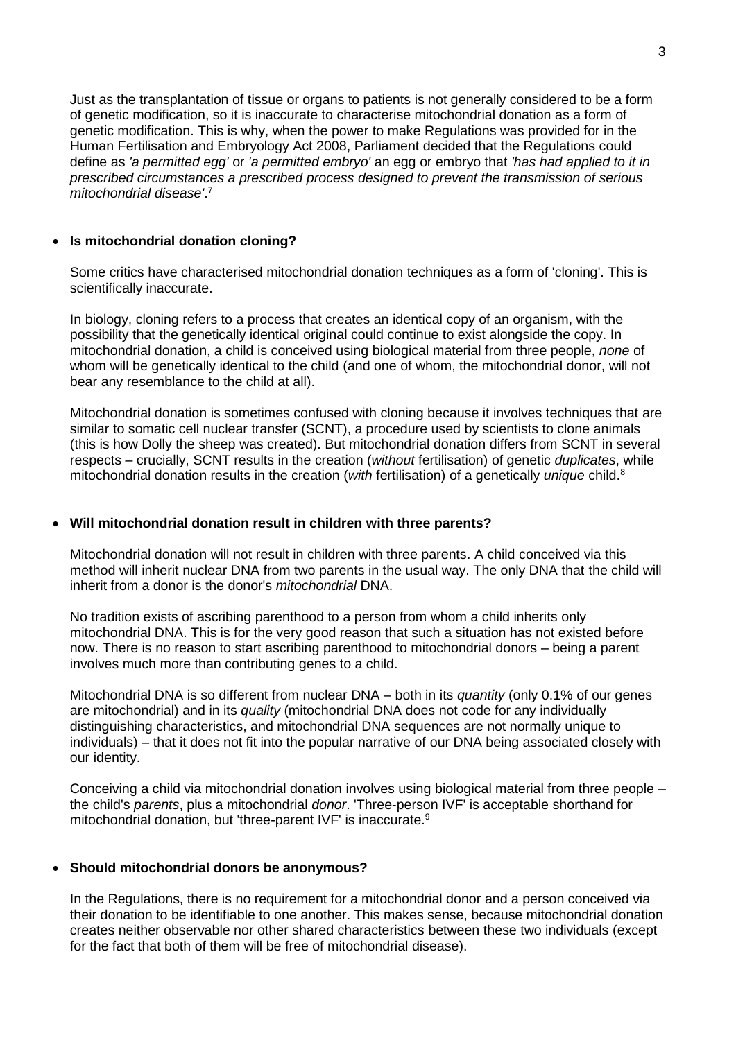Just as the transplantation of tissue or organs to patients is not generally considered to be a form of genetic modification, so it is inaccurate to characterise mitochondrial donation as a form of genetic modification. This is why, when the power to make Regulations was provided for in the Human Fertilisation and Embryology Act 2008, Parliament decided that the Regulations could define as *'a permitted egg'* or *'a permitted embryo'* an egg or embryo that *'has had applied to it in prescribed circumstances a prescribed process designed to prevent the transmission of serious mitochondrial disease'*.[7]

- **Is mitochondrial donation cloning?**

  Some critics have characterised mitochondrial donation techniques as a form of 'cloning'. This is scientifically inaccurate.

  In biology, cloning refers to a process that creates an identical copy of an organism, with the possibility that the genetically identical original could continue to exist alongside the copy. In mitochondrial donation, a child is conceived using biological material from three people, *none* of whom will be genetically identical to the child (and one of whom, the mitochondrial donor, will not bear any resemblance to the child at all).

  Mitochondrial donation is sometimes confused with cloning because it involves techniques that are similar to somatic cell nuclear transfer (SCNT), a procedure used by scientists to clone animals (this is how Dolly the sheep was created). But mitochondrial donation differs from SCNT in several respects – crucially, SCNT results in the creation (*without* fertilisation) of genetic *duplicates*, while mitochondrial donation results in the creation (*with* fertilisation) of a genetically *unique* child.[8]

- **Will mitochondrial donation result in children with three parents?**

  Mitochondrial donation will not result in children with three parents. A child conceived via this method will inherit nuclear DNA from two parents in the usual way. The only DNA that the child will inherit from a donor is the donor's *mitochondrial* DNA.

  No tradition exists of ascribing parenthood to a person from whom a child inherits only mitochondrial DNA. This is for the very good reason that such a situation has not existed before now. There is no reason to start ascribing parenthood to mitochondrial donors – being a parent involves much more than contributing genes to a child.

  Mitochondrial DNA is so different from nuclear DNA – both in its *quantity* (only 0.1% of our genes are mitochondrial) and in its *quality* (mitochondrial DNA does not code for any individually distinguishing characteristics, and mitochondrial DNA sequences are not normally unique to individuals) – that it does not fit into the popular narrative of our DNA being associated closely with our identity.

  Conceiving a child via mitochondrial donation involves using biological material from three people – the child's *parents*, plus a mitochondrial *donor*. 'Three-person IVF' is acceptable shorthand for mitochondrial donation, but 'three-parent IVF' is inaccurate.[9]

- **Should mitochondrial donors be anonymous?**

  In the Regulations, there is no requirement for a mitochondrial donor and a person conceived via their donation to be identifiable to one another. This makes sense, because mitochondrial donation creates neither observable nor other shared characteristics between these two individuals (except for the fact that both of them will be free of mitochondrial disease).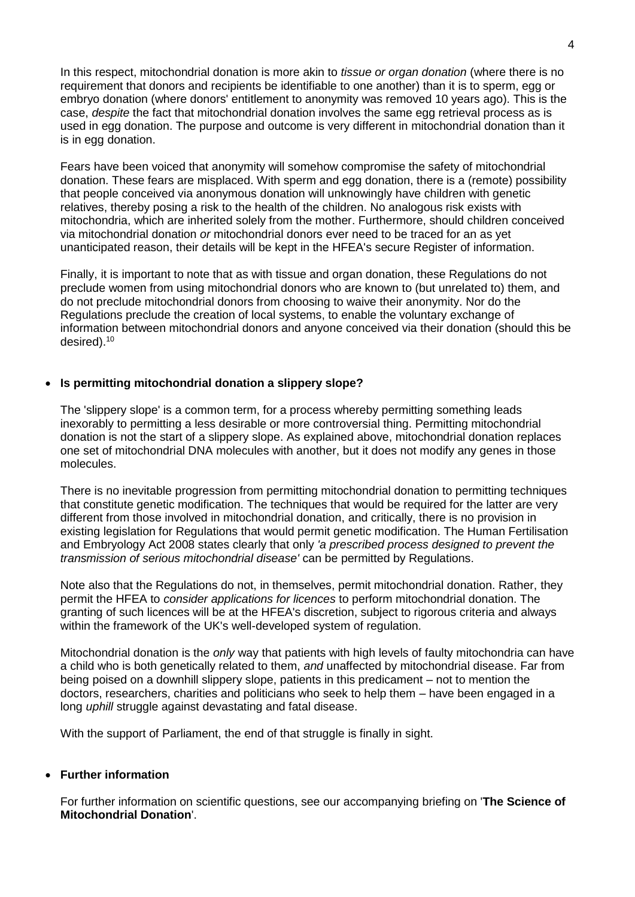In this respect, mitochondrial donation is more akin to *tissue or organ donation* (where there is no requirement that donors and recipients be identifiable to one another) than it is to sperm, egg or embryo donation (where donors' entitlement to anonymity was removed 10 years ago). This is the case, *despite* the fact that mitochondrial donation involves the same egg retrieval process as is used in egg donation. The purpose and outcome is very different in mitochondrial donation than it is in egg donation.

Fears have been voiced that anonymity will somehow compromise the safety of mitochondrial donation. These fears are misplaced. With sperm and egg donation, there is a (remote) possibility that people conceived via anonymous donation will unknowingly have children with genetic relatives, thereby posing a risk to the health of the children. No analogous risk exists with mitochondria, which are inherited solely from the mother. Furthermore, should children conceived via mitochondrial donation *or* mitochondrial donors ever need to be traced for an as yet unanticipated reason, their details will be kept in the HFEA's secure Register of information.

Finally, it is important to note that as with tissue and organ donation, these Regulations do not preclude women from using mitochondrial donors who are known to (but unrelated to) them, and do not preclude mitochondrial donors from choosing to waive their anonymity. Nor do the Regulations preclude the creation of local systems, to enable the voluntary exchange of information between mitochondrial donors and anyone conceived via their donation (should this be desired).[10]

- **Is permitting mitochondrial donation a slippery slope?**

The 'slippery slope' is a common term, for a process whereby permitting something leads inexorably to permitting a less desirable or more controversial thing. Permitting mitochondrial donation is not the start of a slippery slope. As explained above, mitochondrial donation replaces one set of mitochondrial DNA molecules with another, but it does not modify any genes in those molecules.

There is no inevitable progression from permitting mitochondrial donation to permitting techniques that constitute genetic modification. The techniques that would be required for the latter are very different from those involved in mitochondrial donation, and critically, there is no provision in existing legislation for Regulations that would permit genetic modification. The Human Fertilisation and Embryology Act 2008 states clearly that only *'a prescribed process designed to prevent the transmission of serious mitochondrial disease'* can be permitted by Regulations.

Note also that the Regulations do not, in themselves, permit mitochondrial donation. Rather, they permit the HFEA to *consider applications for licences* to perform mitochondrial donation. The granting of such licences will be at the HFEA's discretion, subject to rigorous criteria and always within the framework of the UK's well-developed system of regulation.

Mitochondrial donation is the *only* way that patients with high levels of faulty mitochondria can have a child who is both genetically related to them, *and* unaffected by mitochondrial disease. Far from being poised on a downhill slippery slope, patients in this predicament – not to mention the doctors, researchers, charities and politicians who seek to help them – have been engaged in a long *uphill* struggle against devastating and fatal disease.

With the support of Parliament, the end of that struggle is finally in sight.

- **Further information**

For further information on scientific questions, see our accompanying briefing on '**The Science of Mitochondrial Donation**'.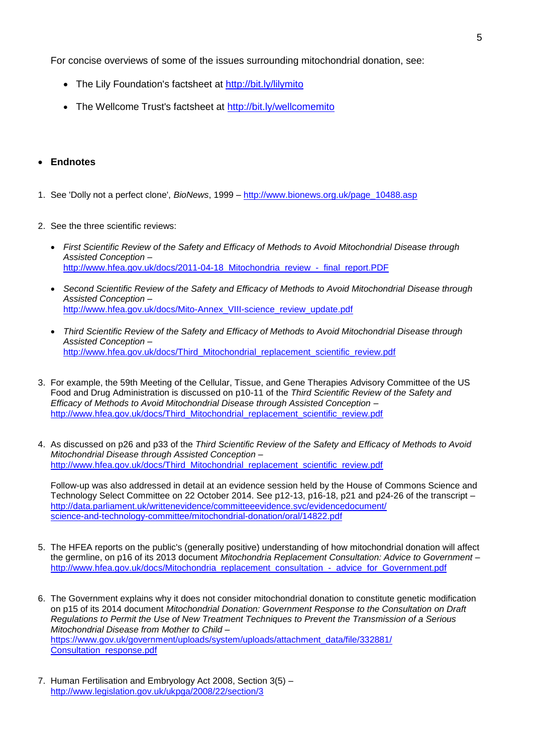For concise overviews of some of the issues surrounding mitochondrial donation, see:

- The Lily Foundation's factsheet at http://bit.ly/lilymito
- The Wellcome Trust's factsheet at http://bit.ly/wellcomemito

- **Endnotes**

1. See 'Dolly not a perfect clone', *BioNews*, 1999 – http://www.bionews.org.uk/page_10488.asp

2. See the three scientific reviews:
   - *First Scientific Review of the Safety and Efficacy of Methods to Avoid Mitochondrial Disease through Assisted Conception* – http://www.hfea.gov.uk/docs/2011-04-18_Mitochondria_review_-_final_report.PDF
   - *Second Scientific Review of the Safety and Efficacy of Methods to Avoid Mitochondrial Disease through Assisted Conception* – http://www.hfea.gov.uk/docs/Mito-Annex_VIII-science_review_update.pdf
   - *Third Scientific Review of the Safety and Efficacy of Methods to Avoid Mitochondrial Disease through Assisted Conception* – http://www.hfea.gov.uk/docs/Third_Mitochondrial_replacement_scientific_review.pdf

3. For example, the 59th Meeting of the Cellular, Tissue, and Gene Therapies Advisory Committee of the US Food and Drug Administration is discussed on p10-11 of the *Third Scientific Review of the Safety and Efficacy of Methods to Avoid Mitochondrial Disease through Assisted Conception* – http://www.hfea.gov.uk/docs/Third_Mitochondrial_replacement_scientific_review.pdf

4. As discussed on p26 and p33 of the *Third Scientific Review of the Safety and Efficacy of Methods to Avoid Mitochondrial Disease through Assisted Conception* – http://www.hfea.gov.uk/docs/Third_Mitochondrial_replacement_scientific_review.pdf

   Follow-up was also addressed in detail at an evidence session held by the House of Commons Science and Technology Select Committee on 22 October 2014. See p12-13, p16-18, p21 and p24-26 of the transcript – http://data.parliament.uk/writtenevidence/committeeevidence.svc/evidencedocument/science-and-technology-committee/mitochondrial-donation/oral/14822.pdf

5. The HFEA reports on the public's (generally positive) understanding of how mitochondrial donation will affect the germline, on p16 of its 2013 document *Mitochondria Replacement Consultation: Advice to Government* – http://www.hfea.gov.uk/docs/Mitochondria_replacement_consultation_-_advice_for_Government.pdf

6. The Government explains why it does not consider mitochondrial donation to constitute genetic modification on p15 of its 2014 document *Mitochondrial Donation: Government Response to the Consultation on Draft Regulations to Permit the Use of New Treatment Techniques to Prevent the Transmission of a Serious Mitochondrial Disease from Mother to Child* – https://www.gov.uk/government/uploads/system/uploads/attachment_data/file/332881/Consultation_response.pdf

7. Human Fertilisation and Embryology Act 2008, Section 3(5) – http://www.legislation.gov.uk/ukpga/2008/22/section/3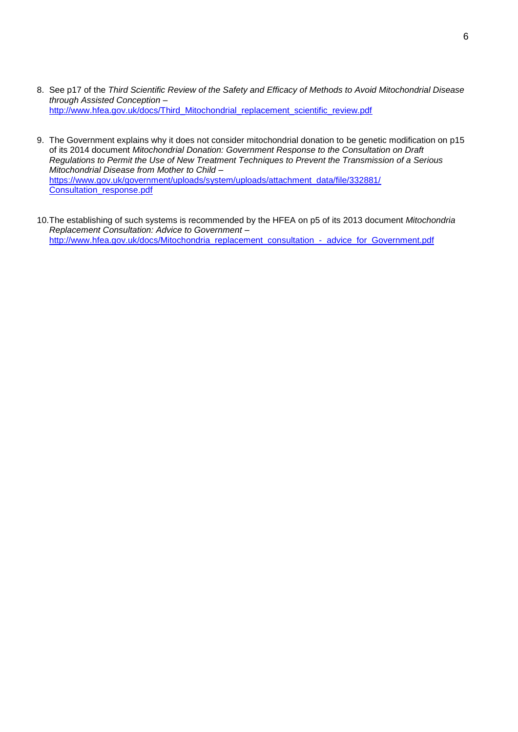8. See p17 of the *Third Scientific Review of the Safety and Efficacy of Methods to Avoid Mitochondrial Disease through Assisted Conception* – http://www.hfea.gov.uk/docs/Third_Mitochondrial_replacement_scientific_review.pdf

9. The Government explains why it does not consider mitochondrial donation to be genetic modification on p15 of its 2014 document *Mitochondrial Donation: Government Response to the Consultation on Draft Regulations to Permit the Use of New Treatment Techniques to Prevent the Transmission of a Serious Mitochondrial Disease from Mother to Child* – https://www.gov.uk/government/uploads/system/uploads/attachment_data/file/332881/Consultation_response.pdf

10. The establishing of such systems is recommended by the HFEA on p5 of its 2013 document *Mitochondria Replacement Consultation: Advice to Government* – http://www.hfea.gov.uk/docs/Mitochondria_replacement_consultation_-_advice_for_Government.pdf